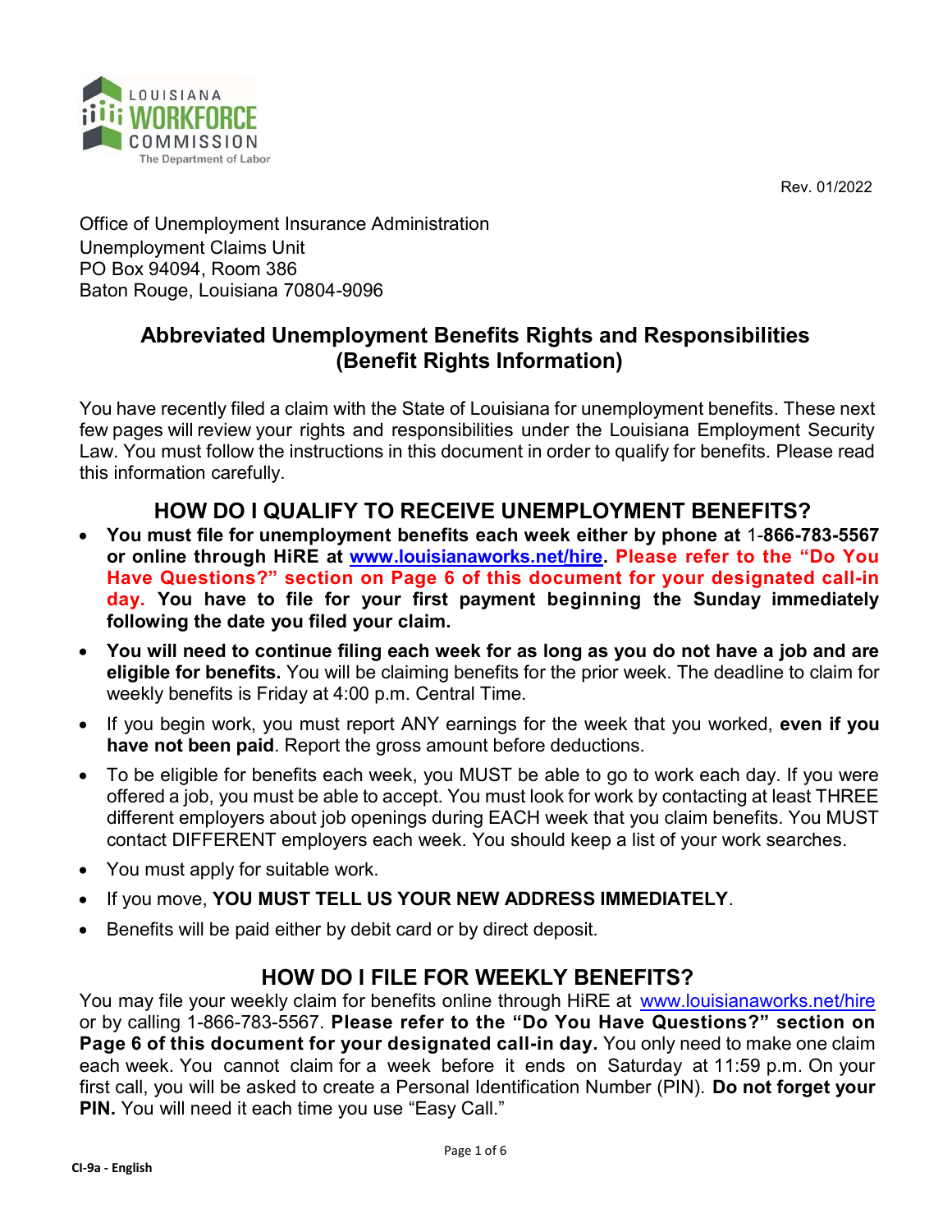LOUISIANA WORKFORCE COMMISSION
The Department of Labor

Rev. 01/2022

Office of Unemployment Insurance Administration
Unemployment Claims Unit
PO Box 94094, Room 386
Baton Rouge, Louisiana 70804-9096

# Abbreviated Unemployment Benefits Rights and Responsibilities (Benefit Rights Information)

You have recently filed a claim with the State of Louisiana for unemployment benefits. These next few pages will review your rights and responsibilities under the Louisiana Employment Security Law. You must follow the instructions in this document in order to qualify for benefits. Please read this information carefully.

## HOW DO I QUALIFY TO RECEIVE UNEMPLOYMENT BENEFITS?

- **You must file for unemployment benefits each week either by phone at 1-866-783-5567 or online through HiRE at [www.louisianaworks.net/hire](http://www.louisianaworks.net/hire). Please refer to the "Do You Have Questions?" section on Page 6 of this document for your designated call-in day. You have to file for your first payment beginning the Sunday immediately following the date you filed your claim.**
- **You will need to continue filing each week for as long as you do not have a job and are eligible for benefits.** You will be claiming benefits for the prior week. The deadline to claim for weekly benefits is Friday at 4:00 p.m. Central Time.
- If you begin work, you must report ANY earnings for the week that you worked, **even if you have not been paid**. Report the gross amount before deductions.
- To be eligible for benefits each week, you MUST be able to go to work each day. If you were offered a job, you must be able to accept. You must look for work by contacting at least THREE different employers about job openings during EACH week that you claim benefits. You MUST contact DIFFERENT employers each week. You should keep a list of your work searches.
- You must apply for suitable work.
- If you move, **YOU MUST TELL US YOUR NEW ADDRESS IMMEDIATELY**.
- Benefits will be paid either by debit card or by direct deposit.

## HOW DO I FILE FOR WEEKLY BENEFITS?

You may file your weekly claim for benefits online through HiRE at [www.louisianaworks.net/hire](http://www.louisianaworks.net/hire) or by calling 1-866-783-5567. **Please refer to the "Do You Have Questions?" section on Page 6 of this document for your designated call-in day.** You only need to make one claim each week. You cannot claim for a week before it ends on Saturday at 11:59 p.m. On your first call, you will be asked to create a Personal Identification Number (PIN). **Do not forget your PIN.** You will need it each time you use "Easy Call."

CI-9a - English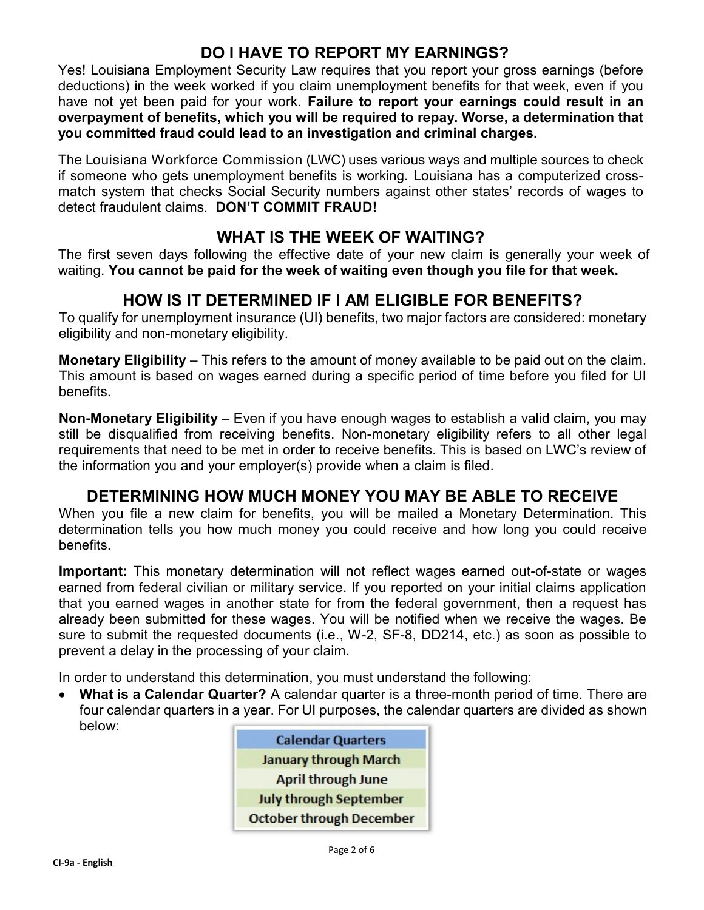## DO I HAVE TO REPORT MY EARNINGS?

Yes! Louisiana Employment Security Law requires that you report your gross earnings (before deductions) in the week worked if you claim unemployment benefits for that week, even if you have not yet been paid for your work. **Failure to report your earnings could result in an overpayment of benefits, which you will be required to repay. Worse, a determination that you committed fraud could lead to an investigation and criminal charges.**

The Louisiana Workforce Commission (LWC) uses various ways and multiple sources to check if someone who gets unemployment benefits is working. Louisiana has a computerized cross-match system that checks Social Security numbers against other states' records of wages to detect fraudulent claims. **DON'T COMMIT FRAUD!**

## WHAT IS THE WEEK OF WAITING?

The first seven days following the effective date of your new claim is generally your week of waiting. **You cannot be paid for the week of waiting even though you file for that week.**

## HOW IS IT DETERMINED IF I AM ELIGIBLE FOR BENEFITS?

To qualify for unemployment insurance (UI) benefits, two major factors are considered: monetary eligibility and non-monetary eligibility.

**Monetary Eligibility** – This refers to the amount of money available to be paid out on the claim. This amount is based on wages earned during a specific period of time before you filed for UI benefits.

**Non-Monetary Eligibility** – Even if you have enough wages to establish a valid claim, you may still be disqualified from receiving benefits. Non-monetary eligibility refers to all other legal requirements that need to be met in order to receive benefits. This is based on LWC's review of the information you and your employer(s) provide when a claim is filed.

## DETERMINING HOW MUCH MONEY YOU MAY BE ABLE TO RECEIVE

When you file a new claim for benefits, you will be mailed a Monetary Determination. This determination tells you how much money you could receive and how long you could receive benefits.

**Important:** This monetary determination will not reflect wages earned out-of-state or wages earned from federal civilian or military service. If you reported on your initial claims application that you earned wages in another state for from the federal government, then a request has already been submitted for these wages. You will be notified when we receive the wages. Be sure to submit the requested documents (i.e., W-2, SF-8, DD214, etc.) as soon as possible to prevent a delay in the processing of your claim.

In order to understand this determination, you must understand the following:

- **What is a Calendar Quarter?** A calendar quarter is a three-month period of time. There are four calendar quarters in a year. For UI purposes, the calendar quarters are divided as shown below:

| Calendar Quarters |
| --- |
| January through March |
| April through June |
| July through September |
| October through December |

CI-9a - English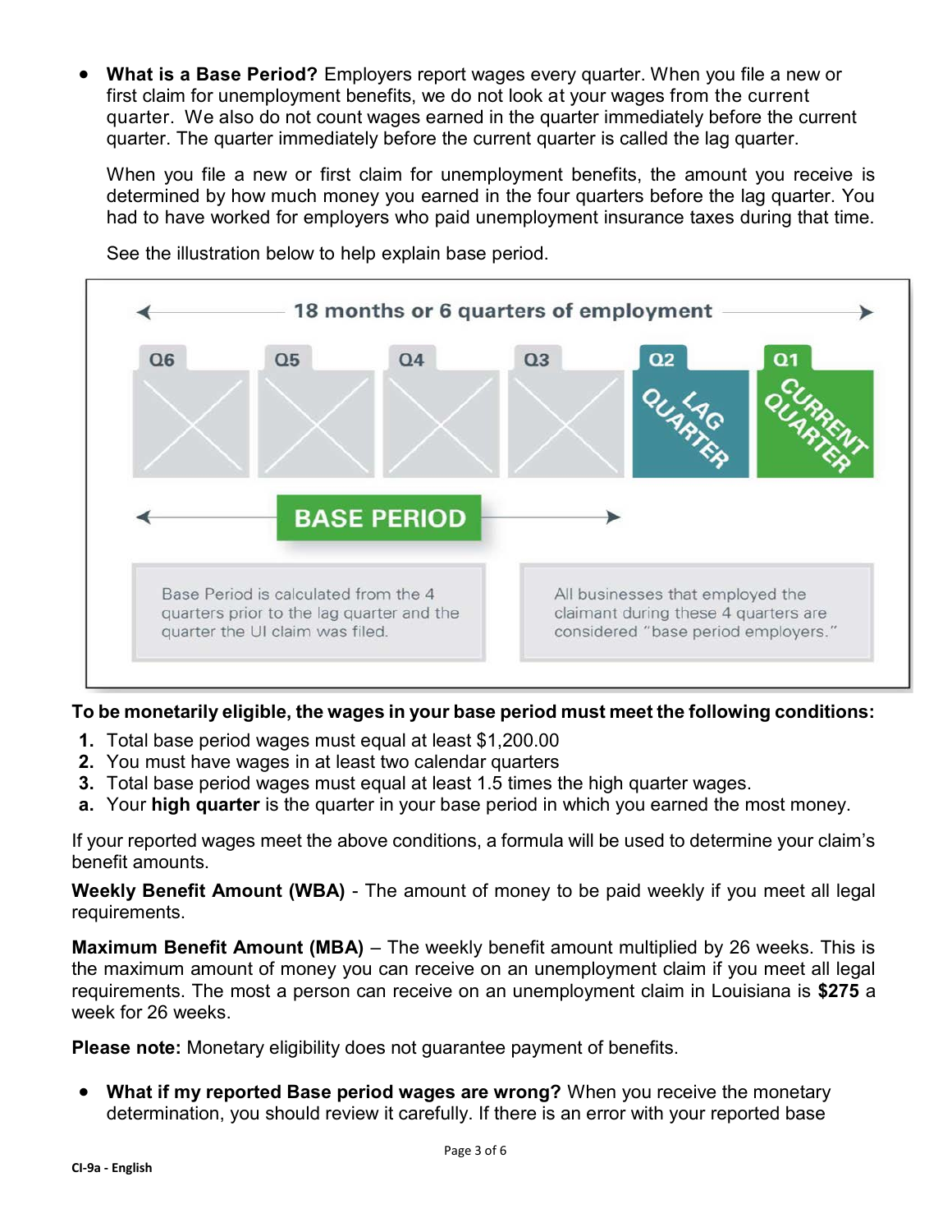- **What is a Base Period?** Employers report wages every quarter. When you file a new or first claim for unemployment benefits, we do not look at your wages from the current quarter. We also do not count wages earned in the quarter immediately before the current quarter. The quarter immediately before the current quarter is called the lag quarter.

  When you file a new or first claim for unemployment benefits, the amount you receive is determined by how much money you earned in the four quarters before the lag quarter. You had to have worked for employers who paid unemployment insurance taxes during that time.

  See the illustration below to help explain base period.

18 months or 6 quarters of employment

| Q6 | Q5 | Q4 | Q3 | Q2 | Q1 |
|---|---|---|---|---|---|
| | | | | LAG QUARTER | CURRENT QUARTER |

BASE PERIOD (Q6–Q3)

Base Period is calculated from the 4 quarters prior to the lag quarter and the quarter the UI claim was filed.

All businesses that employed the claimant during these 4 quarters are considered "base period employers."

**To be monetarily eligible, the wages in your base period must meet the following conditions:**

1. Total base period wages must equal at least $1,200.00
2. You must have wages in at least two calendar quarters
3. Total base period wages must equal at least 1.5 times the high quarter wages.

a. Your **high quarter** is the quarter in your base period in which you earned the most money.

If your reported wages meet the above conditions, a formula will be used to determine your claim's benefit amounts.

**Weekly Benefit Amount (WBA)** - The amount of money to be paid weekly if you meet all legal requirements.

**Maximum Benefit Amount (MBA)** – The weekly benefit amount multiplied by 26 weeks. This is the maximum amount of money you can receive on an unemployment claim if you meet all legal requirements. The most a person can receive on an unemployment claim in Louisiana is **$275** a week for 26 weeks.

**Please note:** Monetary eligibility does not guarantee payment of benefits.

- **What if my reported Base period wages are wrong?** When you receive the monetary determination, you should review it carefully. If there is an error with your reported base

CI-9a - English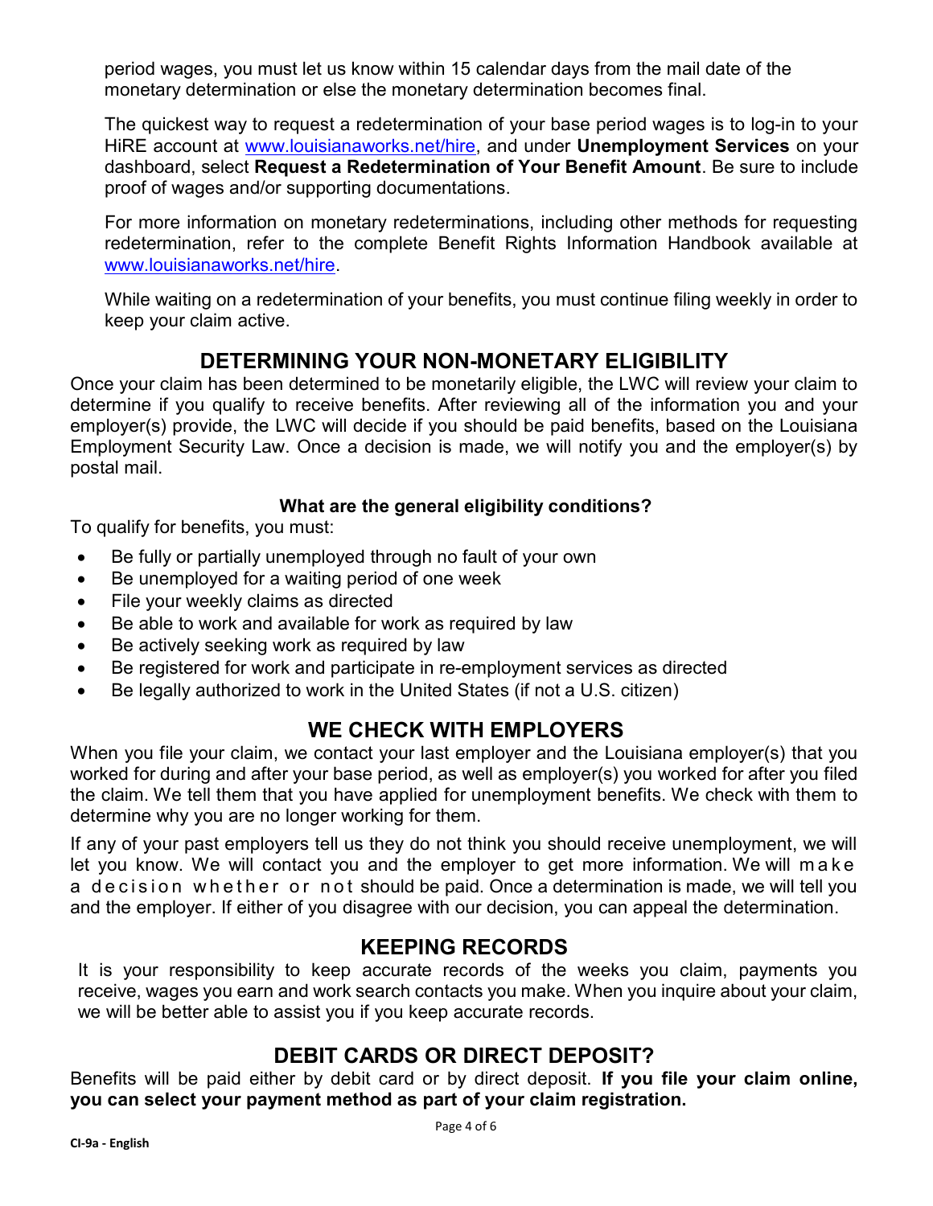period wages, you must let us know within 15 calendar days from the mail date of the monetary determination or else the monetary determination becomes final.

The quickest way to request a redetermination of your base period wages is to log-in to your HiRE account at www.louisianaworks.net/hire, and under **Unemployment Services** on your dashboard, select **Request a Redetermination of Your Benefit Amount**. Be sure to include proof of wages and/or supporting documentations.

For more information on monetary redeterminations, including other methods for requesting redetermination, refer to the complete Benefit Rights Information Handbook available at www.louisianaworks.net/hire.

While waiting on a redetermination of your benefits, you must continue filing weekly in order to keep your claim active.

## DETERMINING YOUR NON-MONETARY ELIGIBILITY

Once your claim has been determined to be monetarily eligible, the LWC will review your claim to determine if you qualify to receive benefits. After reviewing all of the information you and your employer(s) provide, the LWC will decide if you should be paid benefits, based on the Louisiana Employment Security Law. Once a decision is made, we will notify you and the employer(s) by postal mail.

### What are the general eligibility conditions?

To qualify for benefits, you must:

- Be fully or partially unemployed through no fault of your own
- Be unemployed for a waiting period of one week
- File your weekly claims as directed
- Be able to work and available for work as required by law
- Be actively seeking work as required by law
- Be registered for work and participate in re-employment services as directed
- Be legally authorized to work in the United States (if not a U.S. citizen)

## WE CHECK WITH EMPLOYERS

When you file your claim, we contact your last employer and the Louisiana employer(s) that you worked for during and after your base period, as well as employer(s) you worked for after you filed the claim. We tell them that you have applied for unemployment benefits. We check with them to determine why you are no longer working for them.

If any of your past employers tell us they do not think you should receive unemployment, we will let you know. We will contact you and the employer to get more information. We will make a decision whether or not should be paid. Once a determination is made, we will tell you and the employer. If either of you disagree with our decision, you can appeal the determination.

## KEEPING RECORDS

It is your responsibility to keep accurate records of the weeks you claim, payments you receive, wages you earn and work search contacts you make. When you inquire about your claim, we will be better able to assist you if you keep accurate records.

## DEBIT CARDS OR DIRECT DEPOSIT?

Benefits will be paid either by debit card or by direct deposit. **If you file your claim online, you can select your payment method as part of your claim registration.**

CI-9a - English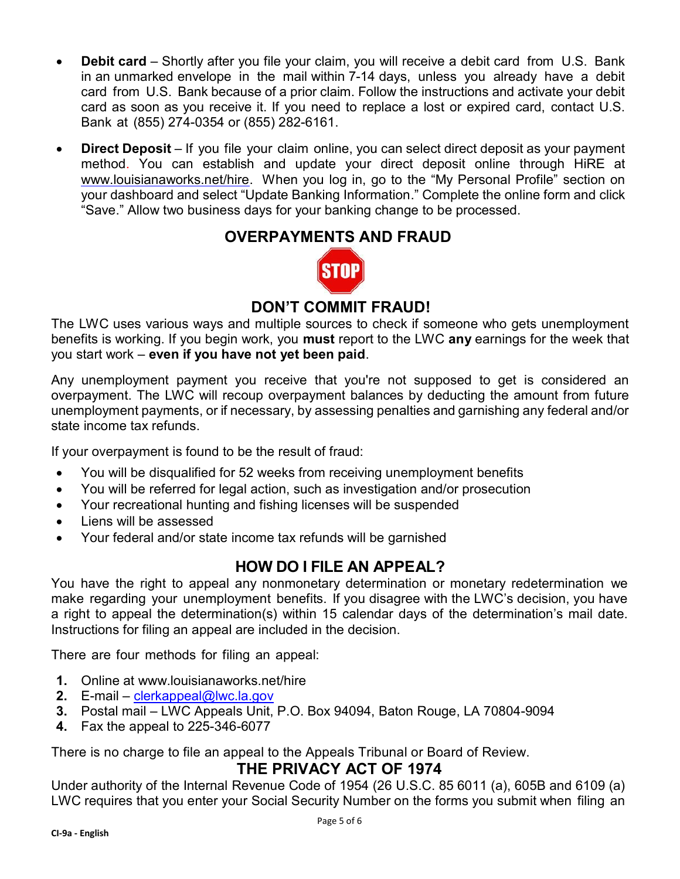- **Debit card** – Shortly after you file your claim, you will receive a debit card from U.S. Bank in an unmarked envelope in the mail within 7-14 days, unless you already have a debit card from U.S. Bank because of a prior claim. Follow the instructions and activate your debit card as soon as you receive it. If you need to replace a lost or expired card, contact U.S. Bank at (855) 274-0354 or (855) 282-6161.
- **Direct Deposit** – If you file your claim online, you can select direct deposit as your payment method. You can establish and update your direct deposit online through HiRE at www.louisianaworks.net/hire. When you log in, go to the "My Personal Profile" section on your dashboard and select "Update Banking Information." Complete the online form and click "Save." Allow two business days for your banking change to be processed.

## OVERPAYMENTS AND FRAUD

STOP

## DON'T COMMIT FRAUD!

The LWC uses various ways and multiple sources to check if someone who gets unemployment benefits is working. If you begin work, you **must** report to the LWC **any** earnings for the week that you start work – **even if you have not yet been paid**.

Any unemployment payment you receive that you're not supposed to get is considered an overpayment. The LWC will recoup overpayment balances by deducting the amount from future unemployment payments, or if necessary, by assessing penalties and garnishing any federal and/or state income tax refunds.

If your overpayment is found to be the result of fraud:

- You will be disqualified for 52 weeks from receiving unemployment benefits
- You will be referred for legal action, such as investigation and/or prosecution
- Your recreational hunting and fishing licenses will be suspended
- Liens will be assessed
- Your federal and/or state income tax refunds will be garnished

## HOW DO I FILE AN APPEAL?

You have the right to appeal any nonmonetary determination or monetary redetermination we make regarding your unemployment benefits. If you disagree with the LWC's decision, you have a right to appeal the determination(s) within 15 calendar days of the determination's mail date. Instructions for filing an appeal are included in the decision.

There are four methods for filing an appeal:

1. Online at www.louisianaworks.net/hire
2. E-mail – clerkappeal@lwc.la.gov
3. Postal mail – LWC Appeals Unit, P.O. Box 94094, Baton Rouge, LA 70804-9094
4. Fax the appeal to 225-346-6077

There is no charge to file an appeal to the Appeals Tribunal or Board of Review.

## THE PRIVACY ACT OF 1974

Under authority of the Internal Revenue Code of 1954 (26 U.S.C. 85 6011 (a), 605B and 6109 (a) LWC requires that you enter your Social Security Number on the forms you submit when filing an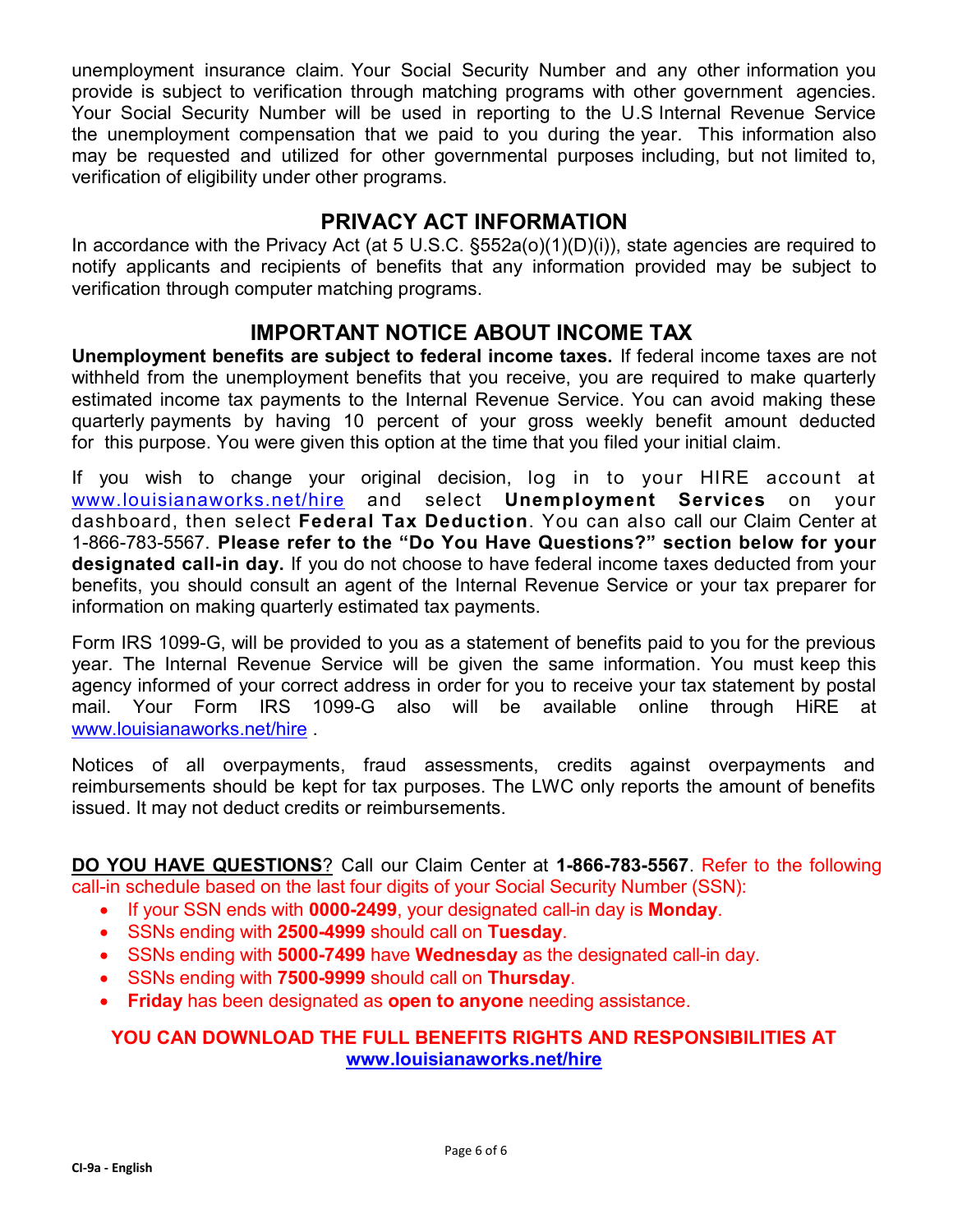unemployment insurance claim. Your Social Security Number and any other information you provide is subject to verification through matching programs with other government agencies. Your Social Security Number will be used in reporting to the U.S Internal Revenue Service the unemployment compensation that we paid to you during the year. This information also may be requested and utilized for other governmental purposes including, but not limited to, verification of eligibility under other programs.

## PRIVACY ACT INFORMATION

In accordance with the Privacy Act (at 5 U.S.C. §552a(o)(1)(D)(i)), state agencies are required to notify applicants and recipients of benefits that any information provided may be subject to verification through computer matching programs.

## IMPORTANT NOTICE ABOUT INCOME TAX

**Unemployment benefits are subject to federal income taxes.** If federal income taxes are not withheld from the unemployment benefits that you receive, you are required to make quarterly estimated income tax payments to the Internal Revenue Service. You can avoid making these quarterly payments by having 10 percent of your gross weekly benefit amount deducted for this purpose. You were given this option at the time that you filed your initial claim.

If you wish to change your original decision, log in to your HIRE account at www.louisianaworks.net/hire and select **Unemployment Services** on your dashboard, then select **Federal Tax Deduction**. You can also call our Claim Center at 1-866-783-5567. **Please refer to the "Do You Have Questions?" section below for your designated call-in day.** If you do not choose to have federal income taxes deducted from your benefits, you should consult an agent of the Internal Revenue Service or your tax preparer for information on making quarterly estimated tax payments.

Form IRS 1099-G, will be provided to you as a statement of benefits paid to you for the previous year. The Internal Revenue Service will be given the same information. You must keep this agency informed of your correct address in order for you to receive your tax statement by postal mail. Your Form IRS 1099-G also will be available online through HiRE at www.louisianaworks.net/hire .

Notices of all overpayments, fraud assessments, credits against overpayments and reimbursements should be kept for tax purposes. The LWC only reports the amount of benefits issued. It may not deduct credits or reimbursements.

**DO YOU HAVE QUESTIONS**? Call our Claim Center at **1-866-783-5567**. Refer to the following call-in schedule based on the last four digits of your Social Security Number (SSN):

- If your SSN ends with **0000-2499**, your designated call-in day is **Monday**.
- SSNs ending with **2500-4999** should call on **Tuesday**.
- SSNs ending with **5000-7499** have **Wednesday** as the designated call-in day.
- SSNs ending with **7500-9999** should call on **Thursday**.
- **Friday** has been designated as **open to anyone** needing assistance.

**YOU CAN DOWNLOAD THE FULL BENEFITS RIGHTS AND RESPONSIBILITIES AT www.louisianaworks.net/hire**

CI-9a - English